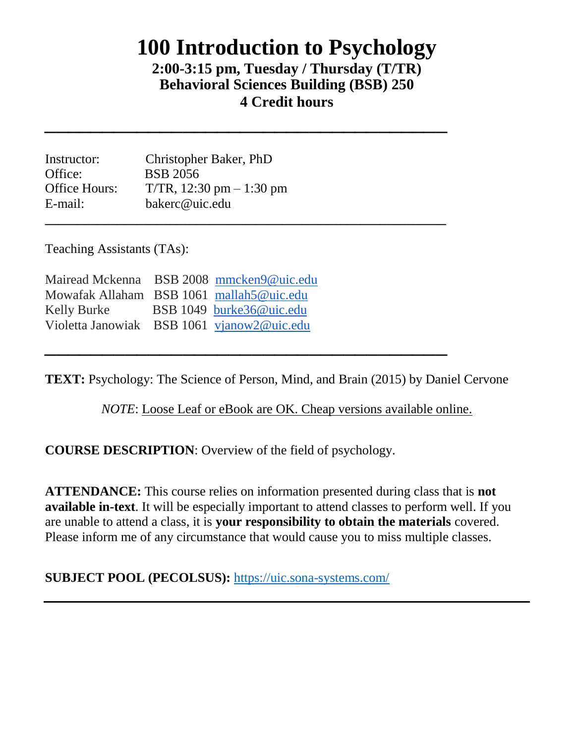# 100 Introduction to Psychology

**2:00-3:15 pm, Tuesday / Thursday (T/TR)**
**Behavioral Sciences Building (BSB) 250**
**4 Credit hours**

---

| | |
|---|---|
| Instructor: | Christopher Baker, PhD |
| Office: | BSB 2056 |
| Office Hours: | T/TR, 12:30 pm – 1:30 pm |
| E-mail: | bakerc@uic.edu |

---

Teaching Assistants (TAs):

| | | |
|---|---|---|
| Mairead Mckenna | BSB 2008 | mmcken9@uic.edu |
| Mowafak Allaham | BSB 1061 | mallah5@uic.edu |
| Kelly Burke | BSB 1049 | burke36@uic.edu |
| Violetta Janowiak | BSB 1061 | vjanow2@uic.edu |

---

**TEXT:** Psychology: The Science of Person, Mind, and Brain (2015) by Daniel Cervone

*NOTE*: Loose Leaf or eBook are OK. Cheap versions available online.

**COURSE DESCRIPTION**: Overview of the field of psychology.

**ATTENDANCE:** This course relies on information presented during class that is **not available in-text**. It will be especially important to attend classes to perform well. If you are unable to attend a class, it is **your responsibility to obtain the materials** covered. Please inform me of any circumstance that would cause you to miss multiple classes.

**SUBJECT POOL (PECOLSUS):** https://uic.sona-systems.com/

---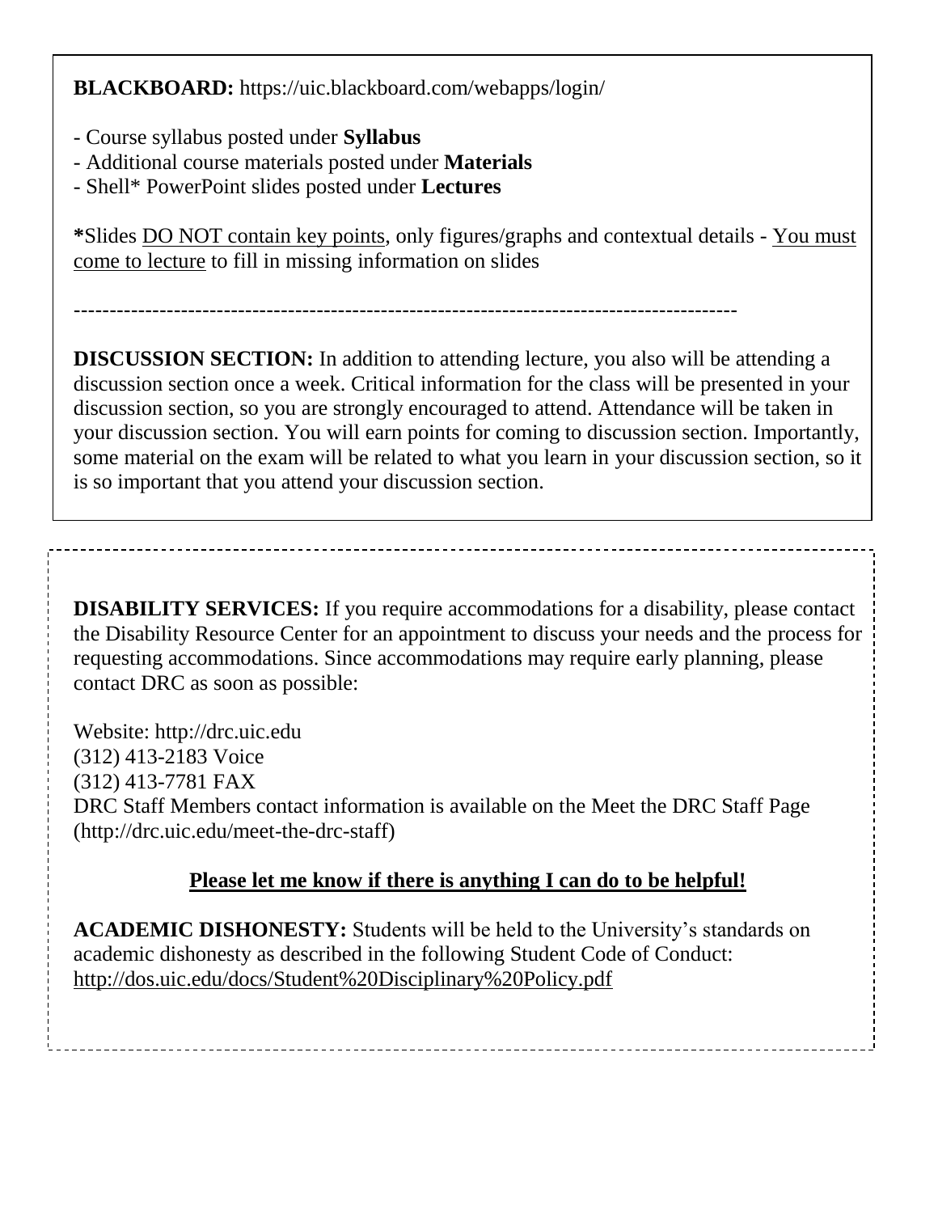**BLACKBOARD:** https://uic.blackboard.com/webapps/login/

- Course syllabus posted under **Syllabus**
- Additional course materials posted under **Materials**
- Shell* PowerPoint slides posted under **Lectures**

**\***Slides DO NOT contain key points, only figures/graphs and contextual details - You must come to lecture to fill in missing information on slides

---

**DISCUSSION SECTION:** In addition to attending lecture, you also will be attending a discussion section once a week. Critical information for the class will be presented in your discussion section, so you are strongly encouraged to attend. Attendance will be taken in your discussion section. You will earn points for coming to discussion section. Importantly, some material on the exam will be related to what you learn in your discussion section, so it is so important that you attend your discussion section.

---

**DISABILITY SERVICES:** If you require accommodations for a disability, please contact the Disability Resource Center for an appointment to discuss your needs and the process for requesting accommodations. Since accommodations may require early planning, please contact DRC as soon as possible:

Website: http://drc.uic.edu
(312) 413-2183 Voice
(312) 413-7781 FAX
DRC Staff Members contact information is available on the Meet the DRC Staff Page (http://drc.uic.edu/meet-the-drc-staff)

**Please let me know if there is anything I can do to be helpful!**

**ACADEMIC DISHONESTY:** Students will be held to the University's standards on academic dishonesty as described in the following Student Code of Conduct: http://dos.uic.edu/docs/Student%20Disciplinary%20Policy.pdf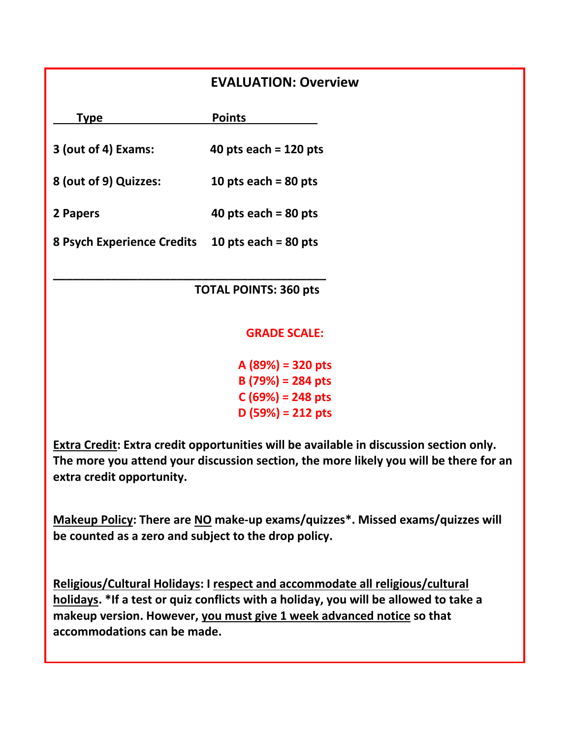## EVALUATION: Overview

| Type | Points |
|---|---|
| 3 (out of 4) Exams: | 40 pts each = 120 pts |
| 8 (out of 9) Quizzes: | 10 pts each = 80 pts |
| 2 Papers | 40 pts each = 80 pts |
| 8 Psych Experience Credits | 10 pts each = 80 pts |
| | **TOTAL POINTS: 360 pts** |

**GRADE SCALE:**

**A (89%) = 320 pts**
**B (79%) = 284 pts**
**C (69%) = 248 pts**
**D (59%) = 212 pts**

**Extra Credit: Extra credit opportunities will be available in discussion section only. The more you attend your discussion section, the more likely you will be there for an extra credit opportunity.**

**Makeup Policy: There are NO make-up exams/quizzes*. Missed exams/quizzes will be counted as a zero and subject to the drop policy.**

**Religious/Cultural Holidays: I respect and accommodate all religious/cultural holidays. *If a test or quiz conflicts with a holiday, you will be allowed to take a makeup version. However, you must give 1 week advanced notice so that accommodations can be made.**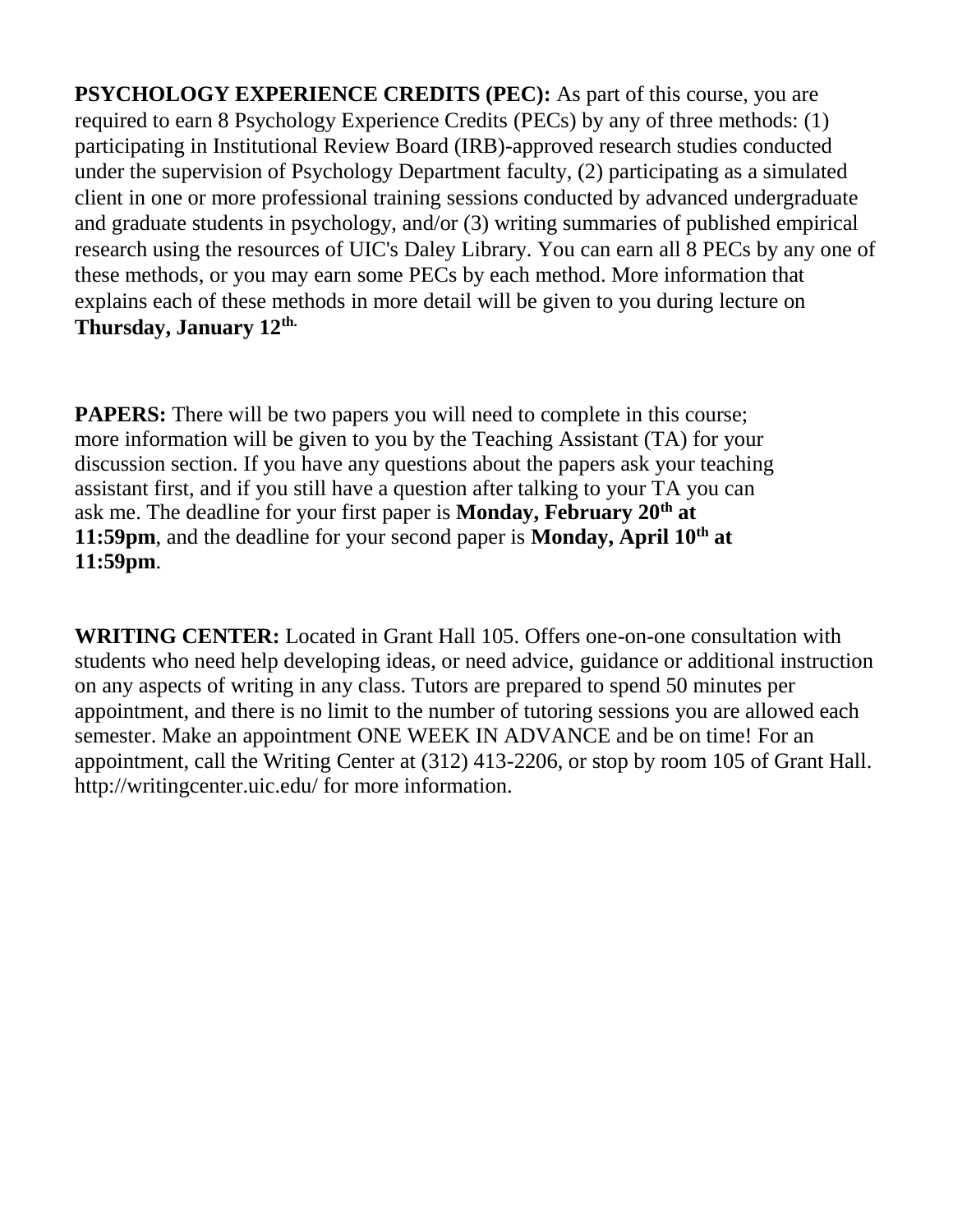**PSYCHOLOGY EXPERIENCE CREDITS (PEC):** As part of this course, you are required to earn 8 Psychology Experience Credits (PECs) by any of three methods: (1) participating in Institutional Review Board (IRB)-approved research studies conducted under the supervision of Psychology Department faculty, (2) participating as a simulated client in one or more professional training sessions conducted by advanced undergraduate and graduate students in psychology, and/or (3) writing summaries of published empirical research using the resources of UIC's Daley Library. You can earn all 8 PECs by any one of these methods, or you may earn some PECs by each method. More information that explains each of these methods in more detail will be given to you during lecture on **Thursday, January 12th.**

**PAPERS:** There will be two papers you will need to complete in this course; more information will be given to you by the Teaching Assistant (TA) for your discussion section. If you have any questions about the papers ask your teaching assistant first, and if you still have a question after talking to your TA you can ask me. The deadline for your first paper is **Monday, February 20th at 11:59pm**, and the deadline for your second paper is **Monday, April 10th at 11:59pm**.

**WRITING CENTER:** Located in Grant Hall 105. Offers one-on-one consultation with students who need help developing ideas, or need advice, guidance or additional instruction on any aspects of writing in any class. Tutors are prepared to spend 50 minutes per appointment, and there is no limit to the number of tutoring sessions you are allowed each semester. Make an appointment ONE WEEK IN ADVANCE and be on time! For an appointment, call the Writing Center at (312) 413-2206, or stop by room 105 of Grant Hall. http://writingcenter.uic.edu/ for more information.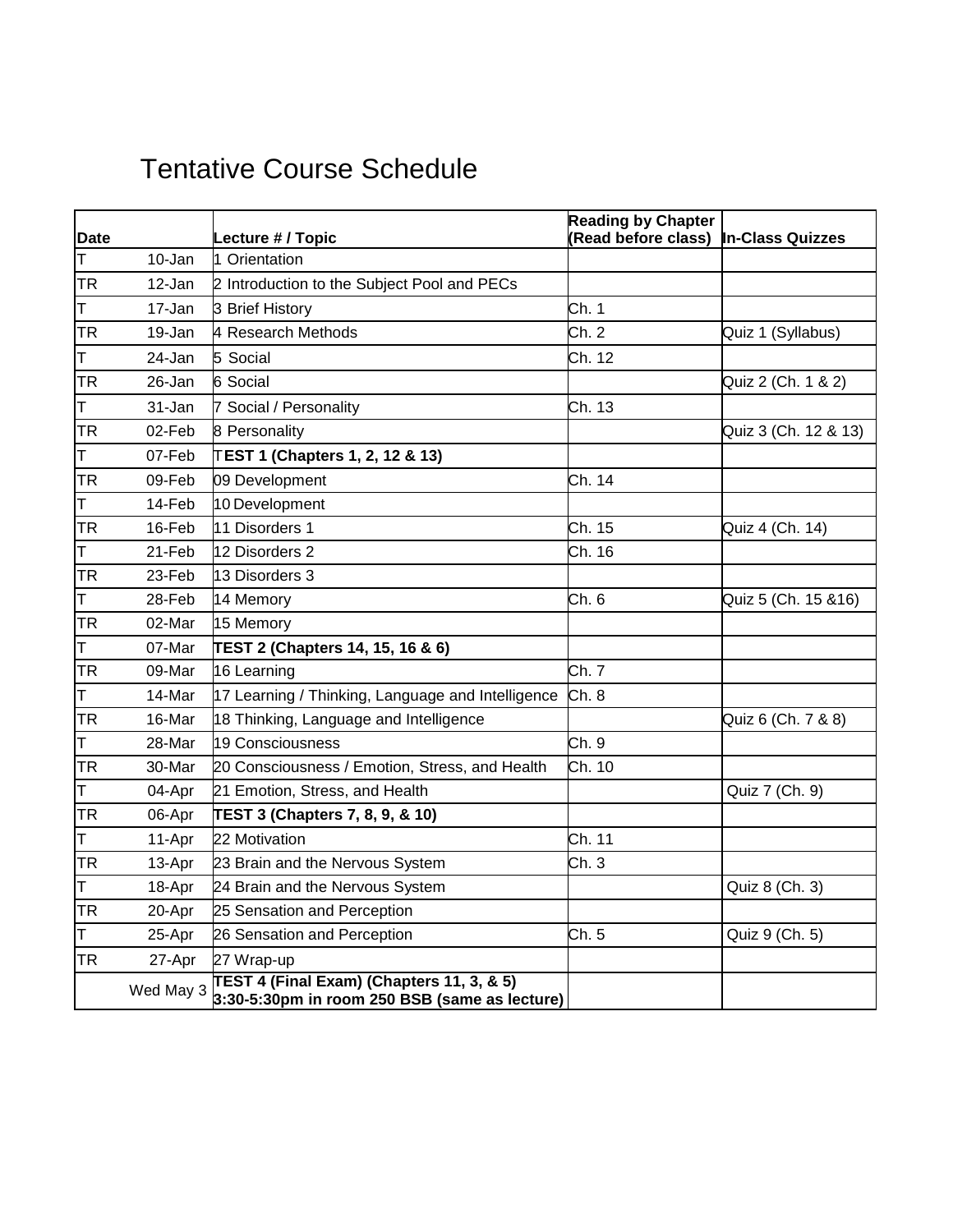# Tentative Course Schedule

| Date | | Lecture # / Topic | Reading by Chapter (Read before class) | In-Class Quizzes |
|---|---|---|---|---|
| T | 10-Jan | 1 Orientation | | |
| TR | 12-Jan | 2 Introduction to the Subject Pool and PECs | | |
| T | 17-Jan | 3 Brief History | Ch. 1 | |
| TR | 19-Jan | 4 Research Methods | Ch. 2 | Quiz 1 (Syllabus) |
| T | 24-Jan | 5 Social | Ch. 12 | |
| TR | 26-Jan | 6 Social | | Quiz 2 (Ch. 1 & 2) |
| T | 31-Jan | 7 Social / Personality | Ch. 13 | |
| TR | 02-Feb | 8 Personality | | Quiz 3 (Ch. 12 & 13) |
| T | 07-Feb | **TEST 1 (Chapters 1, 2, 12 & 13)** | | |
| TR | 09-Feb | 09 Development | Ch. 14 | |
| T | 14-Feb | 10 Development | | |
| TR | 16-Feb | 11 Disorders 1 | Ch. 15 | Quiz 4 (Ch. 14) |
| T | 21-Feb | 12 Disorders 2 | Ch. 16 | |
| TR | 23-Feb | 13 Disorders 3 | | |
| T | 28-Feb | 14 Memory | Ch. 6 | Quiz 5 (Ch. 15 &16) |
| TR | 02-Mar | 15 Memory | | |
| T | 07-Mar | **TEST 2 (Chapters 14, 15, 16 & 6)** | | |
| TR | 09-Mar | 16 Learning | Ch. 7 | |
| T | 14-Mar | 17 Learning / Thinking, Language and Intelligence | Ch. 8 | |
| TR | 16-Mar | 18 Thinking, Language and Intelligence | | Quiz 6 (Ch. 7 & 8) |
| T | 28-Mar | 19 Consciousness | Ch. 9 | |
| TR | 30-Mar | 20 Consciousness / Emotion, Stress, and Health | Ch. 10 | |
| T | 04-Apr | 21 Emotion, Stress, and Health | | Quiz 7 (Ch. 9) |
| TR | 06-Apr | **TEST 3 (Chapters 7, 8, 9, & 10)** | | |
| T | 11-Apr | 22 Motivation | Ch. 11 | |
| TR | 13-Apr | 23 Brain and the Nervous System | Ch. 3 | |
| T | 18-Apr | 24 Brain and the Nervous System | | Quiz 8 (Ch. 3) |
| TR | 20-Apr | 25 Sensation and Perception | | |
| T | 25-Apr | 26 Sensation and Perception | Ch. 5 | Quiz 9 (Ch. 5) |
| TR | 27-Apr | 27 Wrap-up | | |
| | Wed May 3 | **TEST 4 (Final Exam) (Chapters 11, 3, & 5) 3:30-5:30pm in room 250 BSB (same as lecture)** | | |